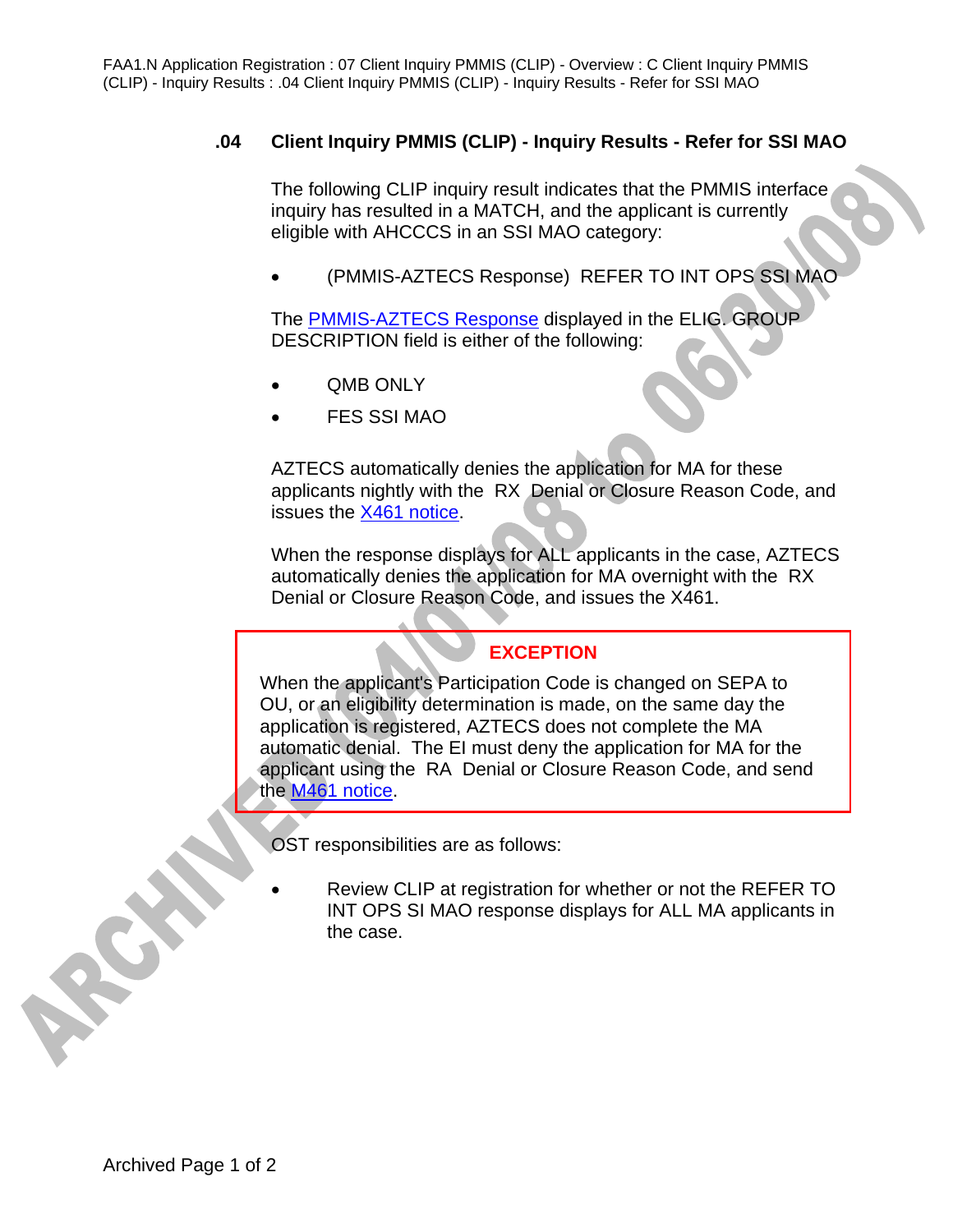## .04 Client Inquiry PMMIS (CLIP) - Inquiry Results - Refer for SSI MAO

The following CLIP inquiry result indicates that the PMMIS interface inquiry has resulted in a MATCH, and the applicant is currently eligible with AHCCCS in an SSI MAO category:

- (PMMIS-AZTECS Response) REFER TO INT OPS SSI MAO

The PMMIS-AZTECS Response displayed in the ELIG. GROUP DESCRIPTION field is either of the following:

- QMB ONLY
- FES SSI MAO

AZTECS automatically denies the application for MA for these applicants nightly with the RX Denial or Closure Reason Code, and issues the X461 notice.

When the response displays for ALL applicants in the case, AZTECS automatically denies the application for MA overnight with the RX Denial or Closure Reason Code, and issues the X461.

> **EXCEPTION**
>
> When the applicant's Participation Code is changed on SEPA to OU, or an eligibility determination is made, on the same day the application is registered, AZTECS does not complete the MA automatic denial. The EI must deny the application for MA for the applicant using the RA Denial or Closure Reason Code, and send the M461 notice.

OST responsibilities are as follows:

- Review CLIP at registration for whether or not the REFER TO INT OPS SI MAO response displays for ALL MA applicants in the case.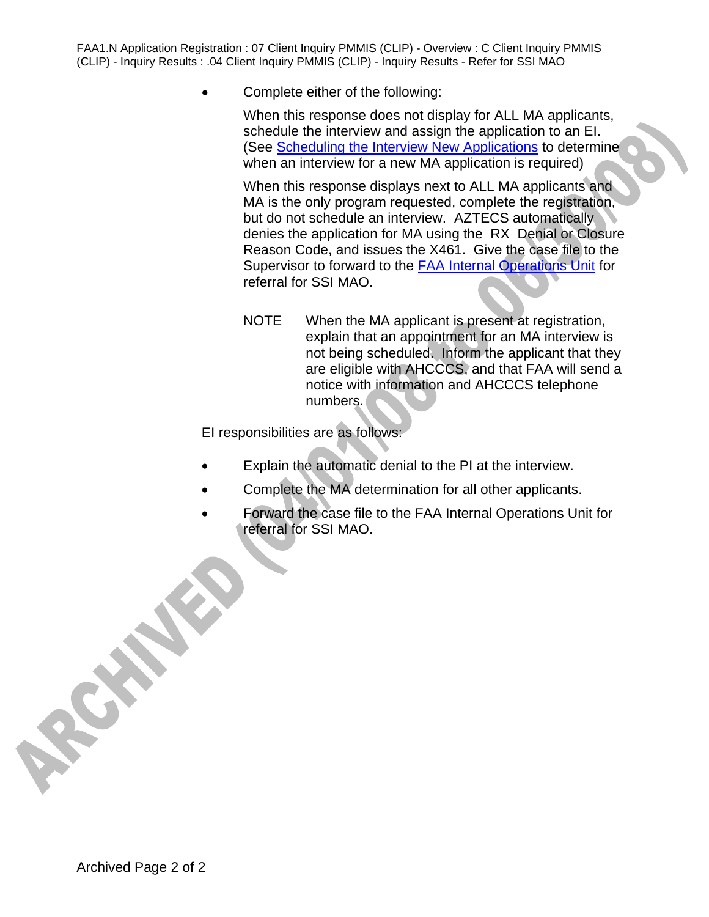- Complete either of the following:

  When this response does not display for ALL MA applicants, schedule the interview and assign the application to an EI. (See Scheduling the Interview New Applications to determine when an interview for a new MA application is required)

  When this response displays next to ALL MA applicants and MA is the only program requested, complete the registration, but do not schedule an interview. AZTECS automatically denies the application for MA using the RX Denial or Closure Reason Code, and issues the X461. Give the case file to the Supervisor to forward to the FAA Internal Operations Unit for referral for SSI MAO.

  NOTE When the MA applicant is present at registration, explain that an appointment for an MA interview is not being scheduled. Inform the applicant that they are eligible with AHCCCS, and that FAA will send a notice with information and AHCCCS telephone numbers.

EI responsibilities are as follows:

- Explain the automatic denial to the PI at the interview.
- Complete the MA determination for all other applicants.
- Forward the case file to the FAA Internal Operations Unit for referral for SSI MAO.